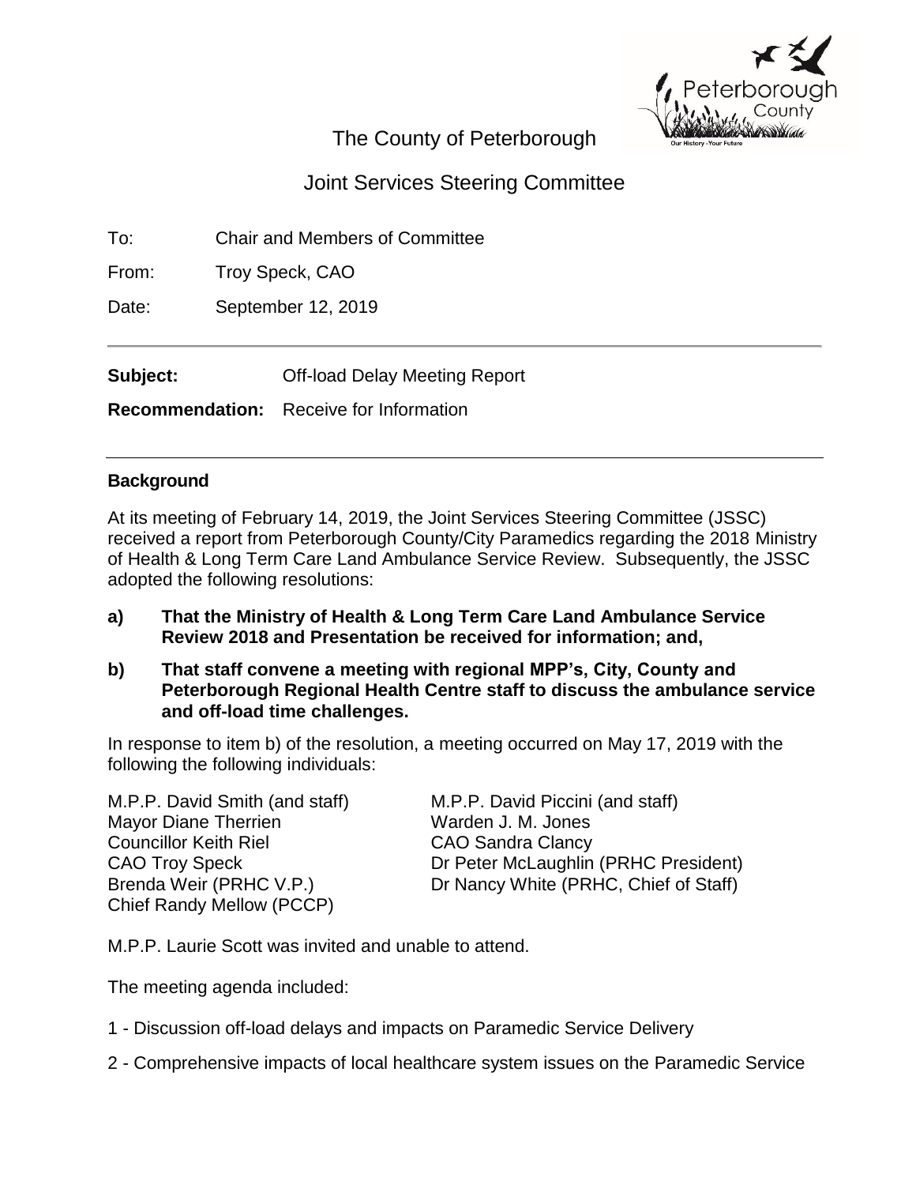The County of Peterborough

Joint Services Steering Committee

To: Chair and Members of Committee

From: Troy Speck, CAO

Date: September 12, 2019

---

**Subject:** Off-load Delay Meeting Report

**Recommendation:** Receive for Information

---

**Background**

At its meeting of February 14, 2019, the Joint Services Steering Committee (JSSC) received a report from Peterborough County/City Paramedics regarding the 2018 Ministry of Health & Long Term Care Land Ambulance Service Review. Subsequently, the JSSC adopted the following resolutions:

**a) That the Ministry of Health & Long Term Care Land Ambulance Service Review 2018 and Presentation be received for information; and,**

**b) That staff convene a meeting with regional MPP's, City, County and Peterborough Regional Health Centre staff to discuss the ambulance service and off-load time challenges.**

In response to item b) of the resolution, a meeting occurred on May 17, 2019 with the following the following individuals:

M.P.P. David Smith (and staff)
Mayor Diane Therrien
Councillor Keith Riel
CAO Troy Speck
Brenda Weir (PRHC V.P.)
Chief Randy Mellow (PCCP)
M.P.P. David Piccini (and staff)
Warden J. M. Jones
CAO Sandra Clancy
Dr Peter McLaughlin (PRHC President)
Dr Nancy White (PRHC, Chief of Staff)

M.P.P. Laurie Scott was invited and unable to attend.

The meeting agenda included:

1 - Discussion off-load delays and impacts on Paramedic Service Delivery

2 - Comprehensive impacts of local healthcare system issues on the Paramedic Service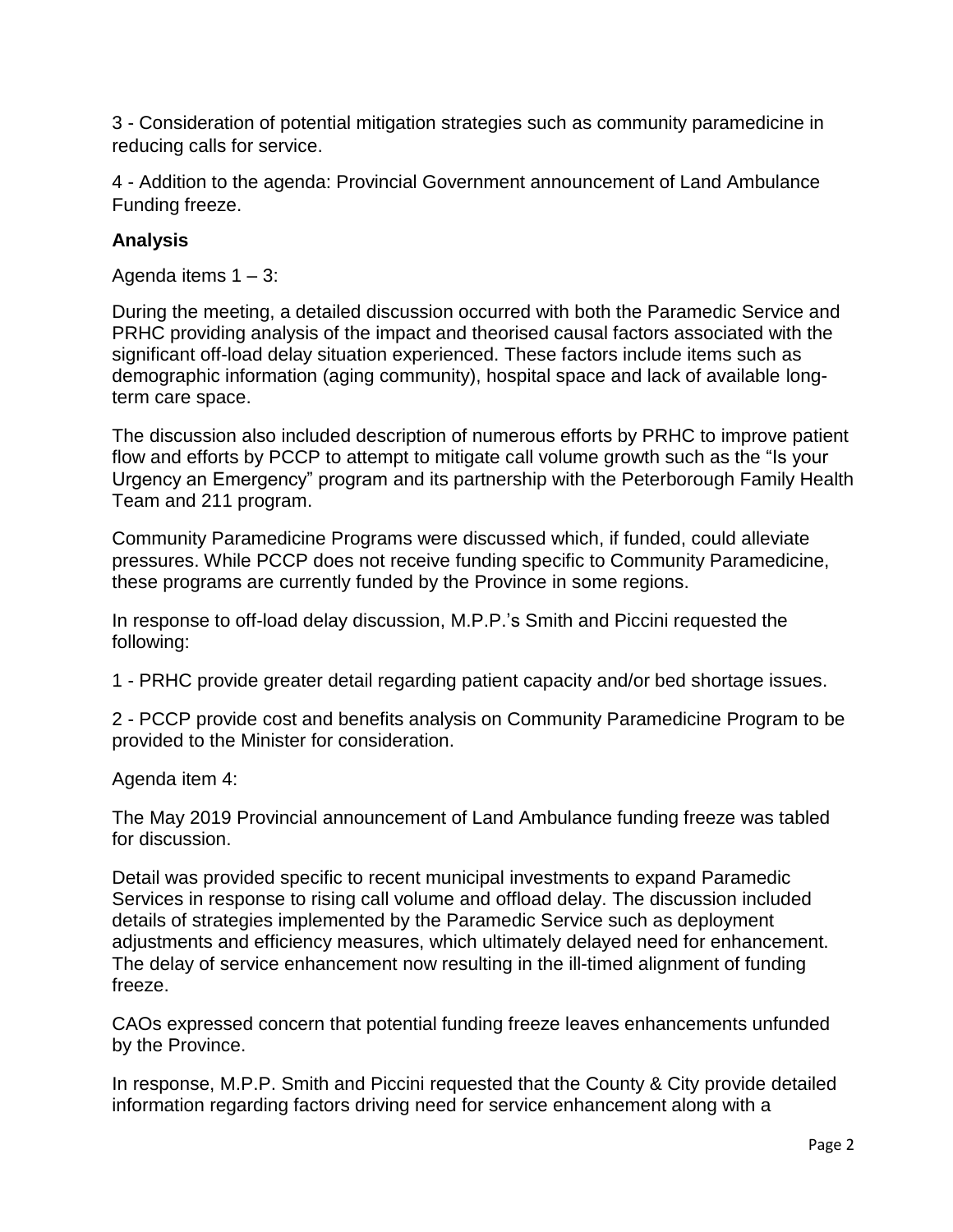3 - Consideration of potential mitigation strategies such as community paramedicine in reducing calls for service.

4 - Addition to the agenda: Provincial Government announcement of Land Ambulance Funding freeze.

**Analysis**

Agenda items 1 – 3:

During the meeting, a detailed discussion occurred with both the Paramedic Service and PRHC providing analysis of the impact and theorised causal factors associated with the significant off-load delay situation experienced. These factors include items such as demographic information (aging community), hospital space and lack of available long-term care space.

The discussion also included description of numerous efforts by PRHC to improve patient flow and efforts by PCCP to attempt to mitigate call volume growth such as the "Is your Urgency an Emergency" program and its partnership with the Peterborough Family Health Team and 211 program.

Community Paramedicine Programs were discussed which, if funded, could alleviate pressures. While PCCP does not receive funding specific to Community Paramedicine, these programs are currently funded by the Province in some regions.

In response to off-load delay discussion, M.P.P.'s Smith and Piccini requested the following:

1 - PRHC provide greater detail regarding patient capacity and/or bed shortage issues.

2 - PCCP provide cost and benefits analysis on Community Paramedicine Program to be provided to the Minister for consideration.

Agenda item 4:

The May 2019 Provincial announcement of Land Ambulance funding freeze was tabled for discussion.

Detail was provided specific to recent municipal investments to expand Paramedic Services in response to rising call volume and offload delay. The discussion included details of strategies implemented by the Paramedic Service such as deployment adjustments and efficiency measures, which ultimately delayed need for enhancement. The delay of service enhancement now resulting in the ill-timed alignment of funding freeze.

CAOs expressed concern that potential funding freeze leaves enhancements unfunded by the Province.

In response, M.P.P. Smith and Piccini requested that the County & City provide detailed information regarding factors driving need for service enhancement along with a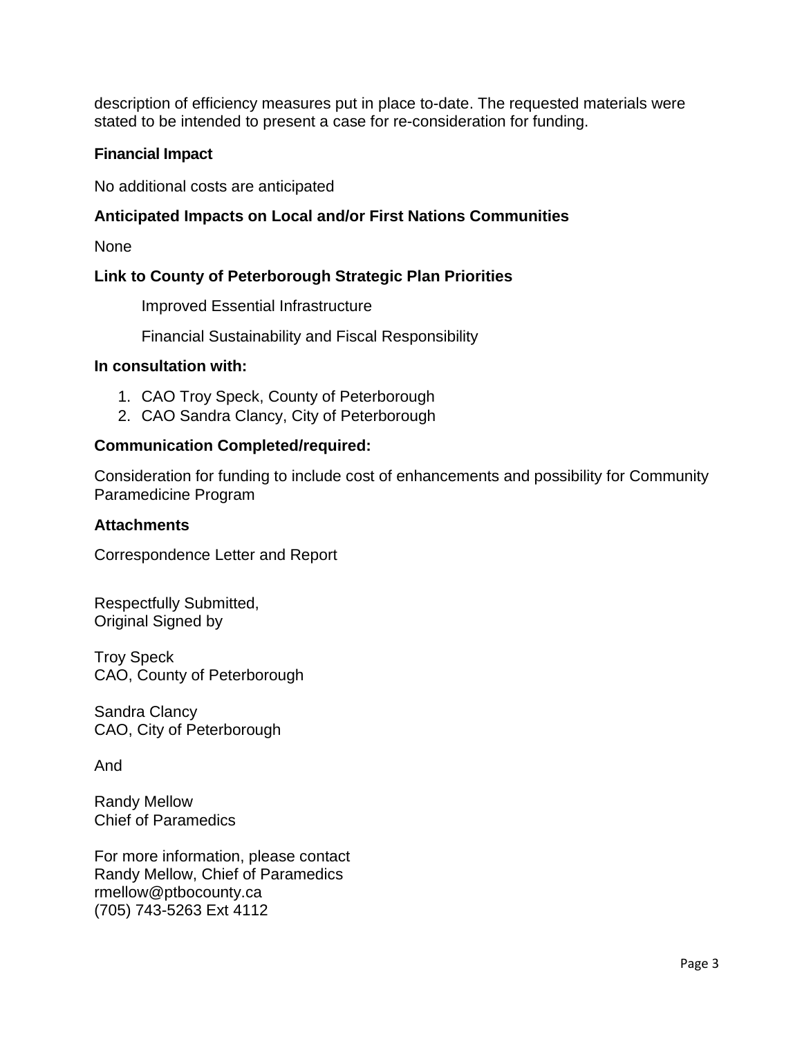description of efficiency measures put in place to-date. The requested materials were stated to be intended to present a case for re-consideration for funding.

**Financial Impact**

No additional costs are anticipated

**Anticipated Impacts on Local and/or First Nations Communities**

None

**Link to County of Peterborough Strategic Plan Priorities**

Improved Essential Infrastructure

Financial Sustainability and Fiscal Responsibility

**In consultation with:**

1. CAO Troy Speck, County of Peterborough
2. CAO Sandra Clancy, City of Peterborough

**Communication Completed/required:**

Consideration for funding to include cost of enhancements and possibility for Community Paramedicine Program

**Attachments**

Correspondence Letter and Report

Respectfully Submitted,
Original Signed by

Troy Speck
CAO, County of Peterborough

Sandra Clancy
CAO, City of Peterborough

And

Randy Mellow
Chief of Paramedics

For more information, please contact
Randy Mellow, Chief of Paramedics
rmellow@ptbocounty.ca
(705) 743-5263 Ext 4112